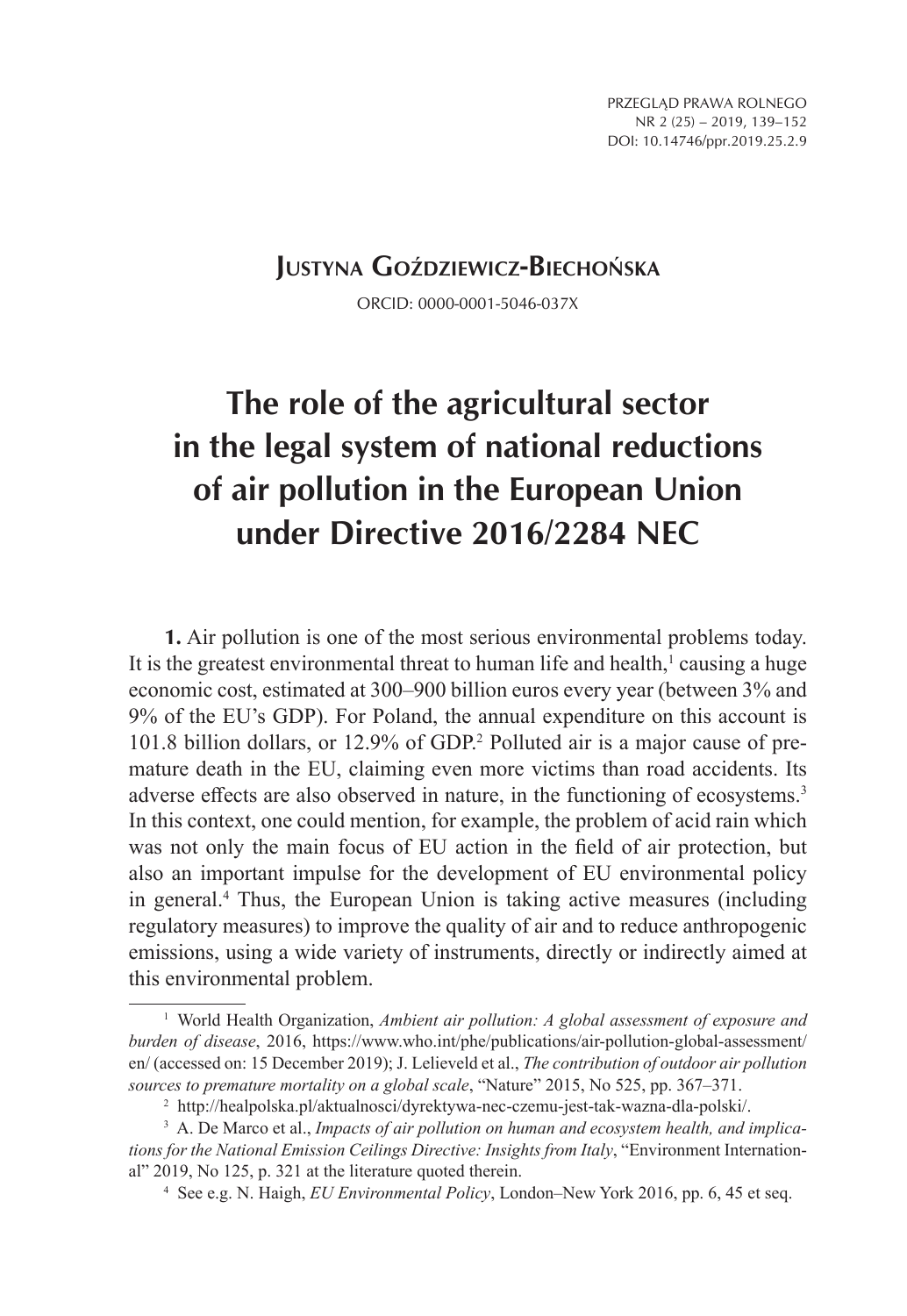**Justyna Goździewicz-Biechońska**

ORCID: 0000-0001-5046-037X

# The role of the agricultural sector in the legal system of national reductions of air pollution in the European Union under Directive 2016/2284 NEC

**1.** Air pollution is one of the most serious environmental problems today. It is the greatest environmental threat to human life and health,[1] causing a huge economic cost, estimated at 300–900 billion euros every year (between 3% and 9% of the EU's GDP). For Poland, the annual expenditure on this account is 101.8 billion dollars, or 12.9% of GDP.[2] Polluted air is a major cause of premature death in the EU, claiming even more victims than road accidents. Its adverse effects are also observed in nature, in the functioning of ecosystems.[3] In this context, one could mention, for example, the problem of acid rain which was not only the main focus of EU action in the field of air protection, but also an important impulse for the development of EU environmental policy in general.[4] Thus, the European Union is taking active measures (including regulatory measures) to improve the quality of air and to reduce anthropogenic emissions, using a wide variety of instruments, directly or indirectly aimed at this environmental problem.

---

[1] World Health Organization, *Ambient air pollution: A global assessment of exposure and burden of disease*, 2016, https://www.who.int/phe/publications/air-pollution-global-assessment/en/ (accessed on: 15 December 2019); J. Lelieveld et al., *The contribution of outdoor air pollution sources to premature mortality on a global scale*, "Nature" 2015, No 525, pp. 367–371.

[2] http://healpolska.pl/aktualnosci/dyrektywa-nec-czemu-jest-tak-wazna-dla-polski/.

[3] A. De Marco et al., *Impacts of air pollution on human and ecosystem health, and implications for the National Emission Ceilings Directive: Insights from Italy*, "Environment International" 2019, No 125, p. 321 at the literature quoted therein.

[4] See e.g. N. Haigh, *EU Environmental Policy*, London–New York 2016, pp. 6, 45 et seq.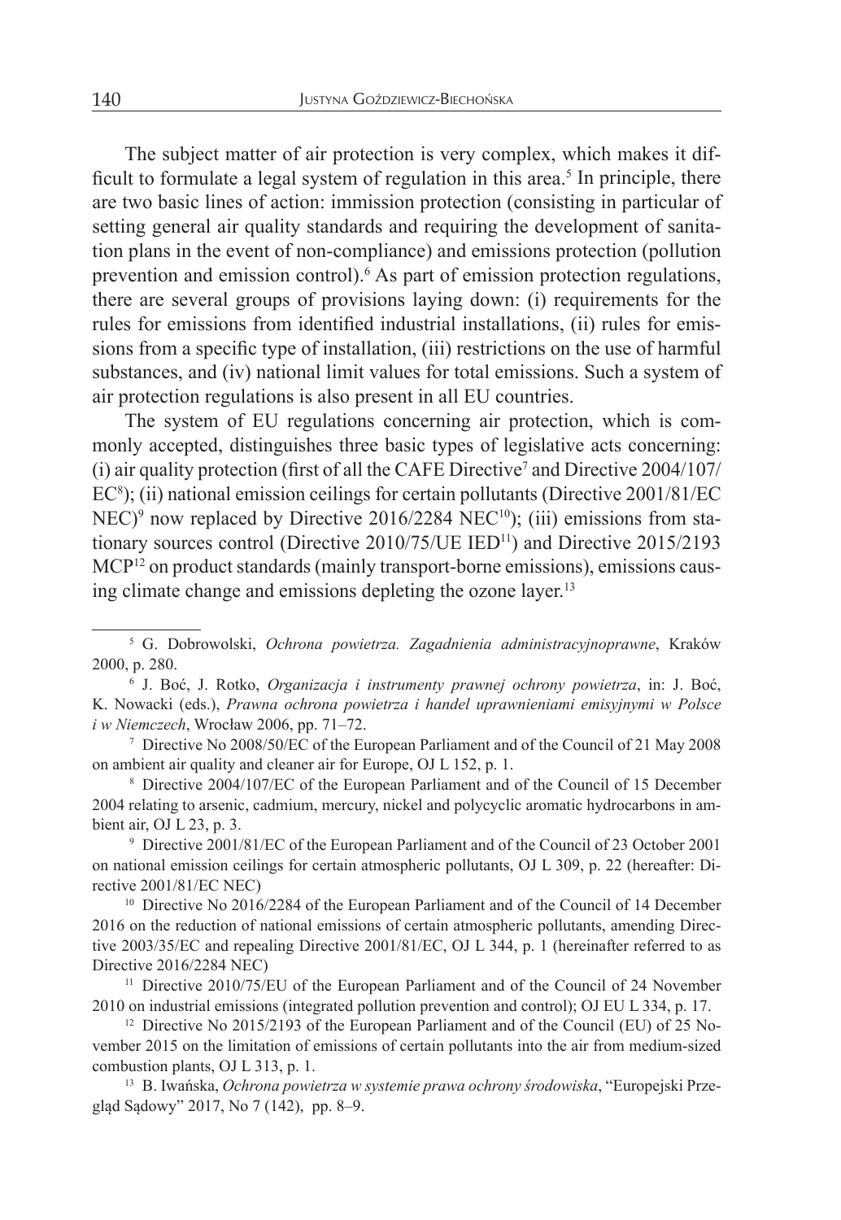The subject matter of air protection is very complex, which makes it difficult to formulate a legal system of regulation in this area.[5] In principle, there are two basic lines of action: immission protection (consisting in particular of setting general air quality standards and requiring the development of sanitation plans in the event of non-compliance) and emissions protection (pollution prevention and emission control).[6] As part of emission protection regulations, there are several groups of provisions laying down: (i) requirements for the rules for emissions from identified industrial installations, (ii) rules for emissions from a specific type of installation, (iii) restrictions on the use of harmful substances, and (iv) national limit values for total emissions. Such a system of air protection regulations is also present in all EU countries.

The system of EU regulations concerning air protection, which is commonly accepted, distinguishes three basic types of legislative acts concerning: (i) air quality protection (first of all the CAFE Directive[7] and Directive 2004/107/EC[8]); (ii) national emission ceilings for certain pollutants (Directive 2001/81/EC NEC)[9] now replaced by Directive 2016/2284 NEC[10]); (iii) emissions from stationary sources control (Directive 2010/75/UE IED[11]) and Directive 2015/2193 MCP[12] on product standards (mainly transport-borne emissions), emissions causing climate change and emissions depleting the ozone layer.[13]

---

[5] G. Dobrowolski, *Ochrona powietrza. Zagadnienia administracyjnoprawne*, Kraków 2000, p. 280.

[6] J. Boć, J. Rotko, *Organizacja i instrumenty prawnej ochrony powietrza*, in: J. Boć, K. Nowacki (eds.), *Prawna ochrona powietrza i handel uprawnieniami emisyjnymi w Polsce i w Niemczech*, Wrocław 2006, pp. 71–72.

[7] Directive No 2008/50/EC of the European Parliament and of the Council of 21 May 2008 on ambient air quality and cleaner air for Europe, OJ L 152, p. 1.

[8] Directive 2004/107/EC of the European Parliament and of the Council of 15 December 2004 relating to arsenic, cadmium, mercury, nickel and polycyclic aromatic hydrocarbons in ambient air, OJ L 23, p. 3.

[9] Directive 2001/81/EC of the European Parliament and of the Council of 23 October 2001 on national emission ceilings for certain atmospheric pollutants, OJ L 309, p. 22 (hereafter: Directive 2001/81/EC NEC)

[10] Directive No 2016/2284 of the European Parliament and of the Council of 14 December 2016 on the reduction of national emissions of certain atmospheric pollutants, amending Directive 2003/35/EC and repealing Directive 2001/81/EC, OJ L 344, p. 1 (hereinafter referred to as Directive 2016/2284 NEC)

[11] Directive 2010/75/EU of the European Parliament and of the Council of 24 November 2010 on industrial emissions (integrated pollution prevention and control); OJ EU L 334, p. 17.

[12] Directive No 2015/2193 of the European Parliament and of the Council (EU) of 25 November 2015 on the limitation of emissions of certain pollutants into the air from medium-sized combustion plants, OJ L 313, p. 1.

[13] B. Iwańska, *Ochrona powietrza w systemie prawa ochrony środowiska*, "Europejski Przegląd Sądowy" 2017, No 7 (142), pp. 8–9.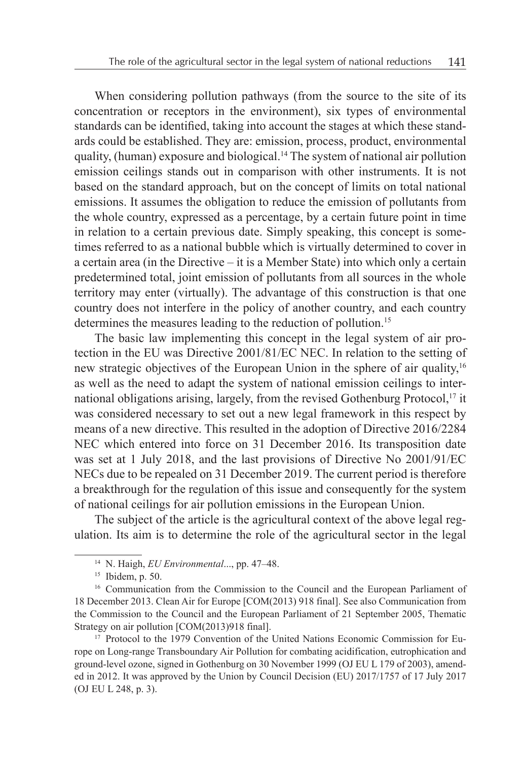When considering pollution pathways (from the source to the site of its concentration or receptors in the environment), six types of environmental standards can be identified, taking into account the stages at which these standards could be established. They are: emission, process, product, environmental quality, (human) exposure and biological.[14] The system of national air pollution emission ceilings stands out in comparison with other instruments. It is not based on the standard approach, but on the concept of limits on total national emissions. It assumes the obligation to reduce the emission of pollutants from the whole country, expressed as a percentage, by a certain future point in time in relation to a certain previous date. Simply speaking, this concept is sometimes referred to as a national bubble which is virtually determined to cover in a certain area (in the Directive – it is a Member State) into which only a certain predetermined total, joint emission of pollutants from all sources in the whole territory may enter (virtually). The advantage of this construction is that one country does not interfere in the policy of another country, and each country determines the measures leading to the reduction of pollution.[15]

The basic law implementing this concept in the legal system of air protection in the EU was Directive 2001/81/EC NEC. In relation to the setting of new strategic objectives of the European Union in the sphere of air quality,[16] as well as the need to adapt the system of national emission ceilings to international obligations arising, largely, from the revised Gothenburg Protocol,[17] it was considered necessary to set out a new legal framework in this respect by means of a new directive. This resulted in the adoption of Directive 2016/2284 NEC which entered into force on 31 December 2016. Its transposition date was set at 1 July 2018, and the last provisions of Directive No 2001/91/EC NECs due to be repealed on 31 December 2019. The current period is therefore a breakthrough for the regulation of this issue and consequently for the system of national ceilings for air pollution emissions in the European Union.

The subject of the article is the agricultural context of the above legal regulation. Its aim is to determine the role of the agricultural sector in the legal

---

[14] N. Haigh, *EU Environmental*..., pp. 47–48.

[15] Ibidem, p. 50.

[16] Communication from the Commission to the Council and the European Parliament of 18 December 2013. Clean Air for Europe [COM(2013) 918 final]. See also Communication from the Commission to the Council and the European Parliament of 21 September 2005, Thematic Strategy on air pollution [COM(2013)918 final].

[17] Protocol to the 1979 Convention of the United Nations Economic Commission for Europe on Long-range Transboundary Air Pollution for combating acidification, eutrophication and ground-level ozone, signed in Gothenburg on 30 November 1999 (OJ EU L 179 of 2003), amended in 2012. It was approved by the Union by Council Decision (EU) 2017/1757 of 17 July 2017 (OJ EU L 248, p. 3).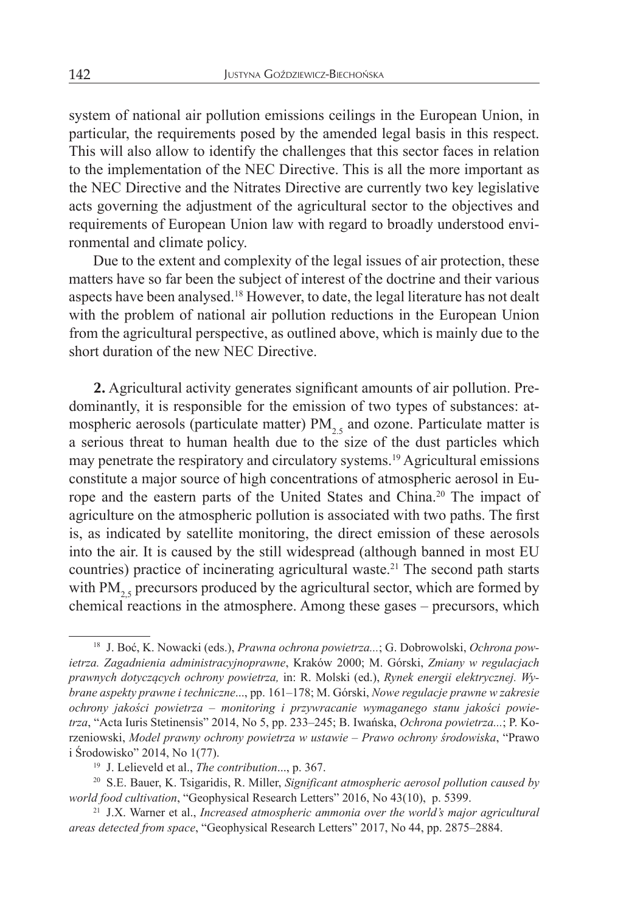system of national air pollution emissions ceilings in the European Union, in particular, the requirements posed by the amended legal basis in this respect. This will also allow to identify the challenges that this sector faces in relation to the implementation of the NEC Directive. This is all the more important as the NEC Directive and the Nitrates Directive are currently two key legislative acts governing the adjustment of the agricultural sector to the objectives and requirements of European Union law with regard to broadly understood environmental and climate policy.

Due to the extent and complexity of the legal issues of air protection, these matters have so far been the subject of interest of the doctrine and their various aspects have been analysed.[18] However, to date, the legal literature has not dealt with the problem of national air pollution reductions in the European Union from the agricultural perspective, as outlined above, which is mainly due to the short duration of the new NEC Directive.

**2.** Agricultural activity generates significant amounts of air pollution. Predominantly, it is responsible for the emission of two types of substances: atmospheric aerosols (particulate matter) $PM_{2.5}$ and ozone. Particulate matter is a serious threat to human health due to the size of the dust particles which may penetrate the respiratory and circulatory systems.[19] Agricultural emissions constitute a major source of high concentrations of atmospheric aerosol in Europe and the eastern parts of the United States and China.[20] The impact of agriculture on the atmospheric pollution is associated with two paths. The first is, as indicated by satellite monitoring, the direct emission of these aerosols into the air. It is caused by the still widespread (although banned in most EU countries) practice of incinerating agricultural waste.[21] The second path starts with $PM_{2,5}$ precursors produced by the agricultural sector, which are formed by chemical reactions in the atmosphere. Among these gases – precursors, which

---

[18] J. Boć, K. Nowacki (eds.), *Prawna ochrona powietrza...*; G. Dobrowolski, *Ochrona powietrza. Zagadnienia administracyjnoprawne*, Kraków 2000; M. Górski, *Zmiany w regulacjach prawnych dotyczących ochrony powietrza,* in: R. Molski (ed.), *Rynek energii elektrycznej. Wybrane aspekty prawne i techniczne*..., pp. 161–178; M. Górski, *Nowe regulacje prawne w zakresie ochrony jakości powietrza – monitoring i przywracanie wymaganego stanu jakości powietrza*, "Acta Iuris Stetinensis" 2014, No 5, pp. 233–245; B. Iwańska, *Ochrona powietrza...*; P. Korzeniowski, *Model prawny ochrony powietrza w ustawie – Prawo ochrony środowiska*, "Prawo i Środowisko" 2014, No 1(77).

[19] J. Lelieveld et al., *The contribution*..., p. 367.

[20] S.E. Bauer, K. Tsigaridis, R. Miller, *Significant atmospheric aerosol pollution caused by world food cultivation*, "Geophysical Research Letters" 2016, No 43(10), p. 5399.

[21] J.X. Warner et al., *Increased atmospheric ammonia over the world's major agricultural areas detected from space*, "Geophysical Research Letters" 2017, No 44, pp. 2875–2884.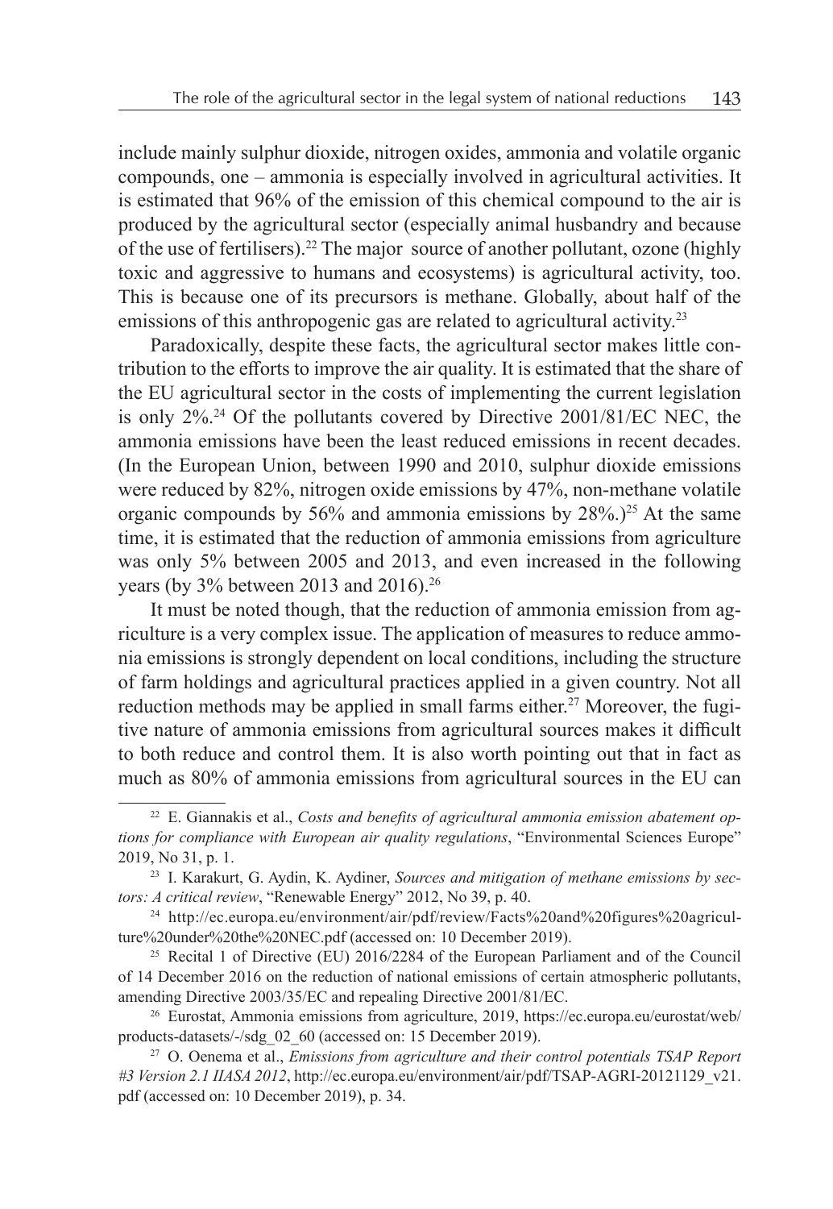include mainly sulphur dioxide, nitrogen oxides, ammonia and volatile organic compounds, one – ammonia is especially involved in agricultural activities. It is estimated that 96% of the emission of this chemical compound to the air is produced by the agricultural sector (especially animal husbandry and because of the use of fertilisers).[22] The major source of another pollutant, ozone (highly toxic and aggressive to humans and ecosystems) is agricultural activity, too. This is because one of its precursors is methane. Globally, about half of the emissions of this anthropogenic gas are related to agricultural activity.[23]

Paradoxically, despite these facts, the agricultural sector makes little contribution to the efforts to improve the air quality. It is estimated that the share of the EU agricultural sector in the costs of implementing the current legislation is only 2%.[24] Of the pollutants covered by Directive 2001/81/EC NEC, the ammonia emissions have been the least reduced emissions in recent decades. (In the European Union, between 1990 and 2010, sulphur dioxide emissions were reduced by 82%, nitrogen oxide emissions by 47%, non-methane volatile organic compounds by 56% and ammonia emissions by 28%.)[25] At the same time, it is estimated that the reduction of ammonia emissions from agriculture was only 5% between 2005 and 2013, and even increased in the following years (by 3% between 2013 and 2016).[26]

It must be noted though, that the reduction of ammonia emission from agriculture is a very complex issue. The application of measures to reduce ammonia emissions is strongly dependent on local conditions, including the structure of farm holdings and agricultural practices applied in a given country. Not all reduction methods may be applied in small farms either.[27] Moreover, the fugitive nature of ammonia emissions from agricultural sources makes it difficult to both reduce and control them. It is also worth pointing out that in fact as much as 80% of ammonia emissions from agricultural sources in the EU can

---

[22] E. Giannakis et al., *Costs and benefits of agricultural ammonia emission abatement options for compliance with European air quality regulations*, "Environmental Sciences Europe" 2019, No 31, p. 1.

[23] I. Karakurt, G. Aydin, K. Aydiner, *Sources and mitigation of methane emissions by sectors: A critical review*, "Renewable Energy" 2012, No 39, p. 40.

[24] http://ec.europa.eu/environment/air/pdf/review/Facts%20and%20figures%20agriculture%20under%20the%20NEC.pdf (accessed on: 10 December 2019).

[25] Recital 1 of Directive (EU) 2016/2284 of the European Parliament and of the Council of 14 December 2016 on the reduction of national emissions of certain atmospheric pollutants, amending Directive 2003/35/EC and repealing Directive 2001/81/EC.

[26] Eurostat, Ammonia emissions from agriculture, 2019, https://ec.europa.eu/eurostat/web/products-datasets/-/sdg_02_60 (accessed on: 15 December 2019).

[27] O. Oenema et al., *Emissions from agriculture and their control potentials TSAP Report #3 Version 2.1 IIASA 2012*, http://ec.europa.eu/environment/air/pdf/TSAP-AGRI-20121129_v21.pdf (accessed on: 10 December 2019), p. 34.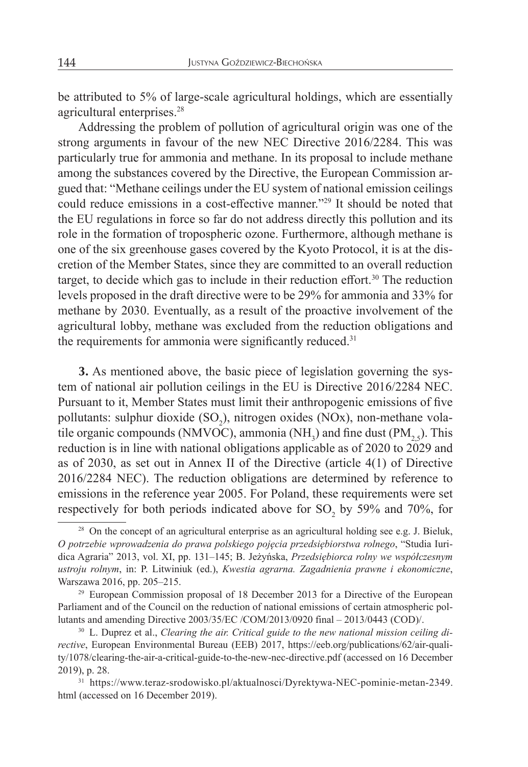be attributed to 5% of large-scale agricultural holdings, which are essentially agricultural enterprises.[28]

Addressing the problem of pollution of agricultural origin was one of the strong arguments in favour of the new NEC Directive 2016/2284. This was particularly true for ammonia and methane. In its proposal to include methane among the substances covered by the Directive, the European Commission argued that: "Methane ceilings under the EU system of national emission ceilings could reduce emissions in a cost-effective manner."[29] It should be noted that the EU regulations in force so far do not address directly this pollution and its role in the formation of tropospheric ozone. Furthermore, although methane is one of the six greenhouse gases covered by the Kyoto Protocol, it is at the discretion of the Member States, since they are committed to an overall reduction target, to decide which gas to include in their reduction effort.[30] The reduction levels proposed in the draft directive were to be 29% for ammonia and 33% for methane by 2030. Eventually, as a result of the proactive involvement of the agricultural lobby, methane was excluded from the reduction obligations and the requirements for ammonia were significantly reduced.[31]

**3.** As mentioned above, the basic piece of legislation governing the system of national air pollution ceilings in the EU is Directive 2016/2284 NEC. Pursuant to it, Member States must limit their anthropogenic emissions of five pollutants: sulphur dioxide ($SO_2$), nitrogen oxides (NOx), non-methane volatile organic compounds (NMVOC), ammonia ($NH_3$) and fine dust ($PM_{2,5}$). This reduction is in line with national obligations applicable as of 2020 to 2029 and as of 2030, as set out in Annex II of the Directive (article 4(1) of Directive 2016/2284 NEC). The reduction obligations are determined by reference to emissions in the reference year 2005. For Poland, these requirements were set respectively for both periods indicated above for $SO_2$ by 59% and 70%, for

---

[28] On the concept of an agricultural enterprise as an agricultural holding see e.g. J. Bieluk, *O potrzebie wprowadzenia do prawa polskiego pojęcia przedsiębiorstwa rolnego*, "Studia Iuridica Agraria" 2013, vol. XI, pp. 131–145; B. Jeżyńska, *Przedsiębiorca rolny we współczesnym ustroju rolnym*, in: P. Litwiniuk (ed.), *Kwestia agrarna. Zagadnienia prawne i ekonomiczne*, Warszawa 2016, pp. 205–215.

[29] European Commission proposal of 18 December 2013 for a Directive of the European Parliament and of the Council on the reduction of national emissions of certain atmospheric pollutants and amending Directive 2003/35/EC /COM/2013/0920 final – 2013/0443 (COD)/.

[30] L. Duprez et al., *Clearing the air. Critical guide to the new national mission ceiling directive*, European Environmental Bureau (EEB) 2017, https://eeb.org/publications/62/air-quality/1078/clearing-the-air-a-critical-guide-to-the-new-nec-directive.pdf (accessed on 16 December 2019), p. 28.

[31] https://www.teraz-srodowisko.pl/aktualnosci/Dyrektywa-NEC-pominie-metan-2349.html (accessed on 16 December 2019).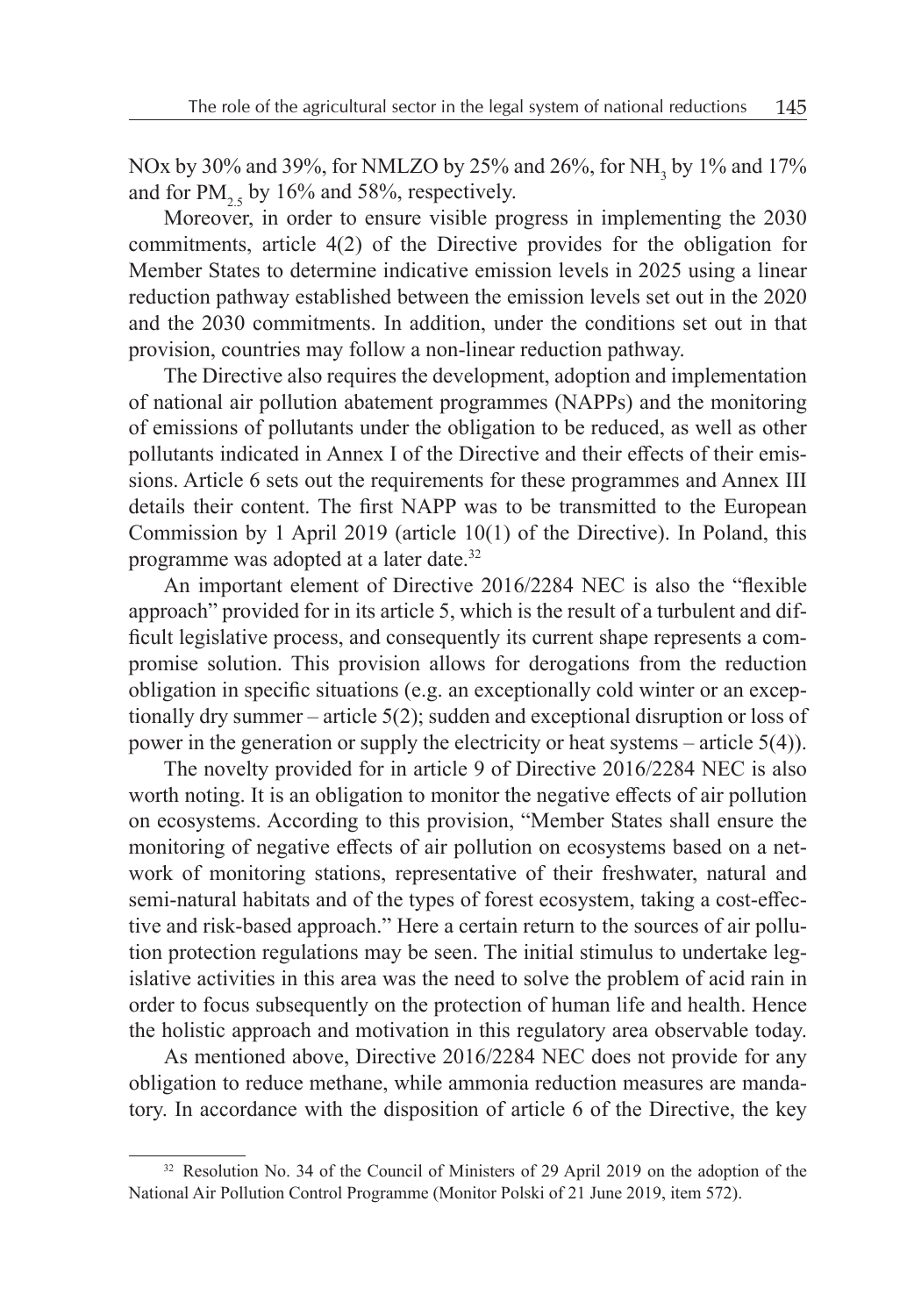NOx by 30% and 39%, for NMLZO by 25% and 26%, for $NH_3$ by 1% and 17% and for $PM_{2.5}$ by 16% and 58%, respectively.

Moreover, in order to ensure visible progress in implementing the 2030 commitments, article 4(2) of the Directive provides for the obligation for Member States to determine indicative emission levels in 2025 using a linear reduction pathway established between the emission levels set out in the 2020 and the 2030 commitments. In addition, under the conditions set out in that provision, countries may follow a non-linear reduction pathway.

The Directive also requires the development, adoption and implementation of national air pollution abatement programmes (NAPPs) and the monitoring of emissions of pollutants under the obligation to be reduced, as well as other pollutants indicated in Annex I of the Directive and their effects of their emissions. Article 6 sets out the requirements for these programmes and Annex III details their content. The first NAPP was to be transmitted to the European Commission by 1 April 2019 (article 10(1) of the Directive). In Poland, this programme was adopted at a later date.[32]

An important element of Directive 2016/2284 NEC is also the "flexible approach" provided for in its article 5, which is the result of a turbulent and difficult legislative process, and consequently its current shape represents a compromise solution. This provision allows for derogations from the reduction obligation in specific situations (e.g. an exceptionally cold winter or an exceptionally dry summer – article 5(2); sudden and exceptional disruption or loss of power in the generation or supply the electricity or heat systems – article 5(4)).

The novelty provided for in article 9 of Directive 2016/2284 NEC is also worth noting. It is an obligation to monitor the negative effects of air pollution on ecosystems. According to this provision, "Member States shall ensure the monitoring of negative effects of air pollution on ecosystems based on a network of monitoring stations, representative of their freshwater, natural and semi-natural habitats and of the types of forest ecosystem, taking a cost-effective and risk-based approach." Here a certain return to the sources of air pollution protection regulations may be seen. The initial stimulus to undertake legislative activities in this area was the need to solve the problem of acid rain in order to focus subsequently on the protection of human life and health. Hence the holistic approach and motivation in this regulatory area observable today.

As mentioned above, Directive 2016/2284 NEC does not provide for any obligation to reduce methane, while ammonia reduction measures are mandatory. In accordance with the disposition of article 6 of the Directive, the key

[32] Resolution No. 34 of the Council of Ministers of 29 April 2019 on the adoption of the National Air Pollution Control Programme (Monitor Polski of 21 June 2019, item 572).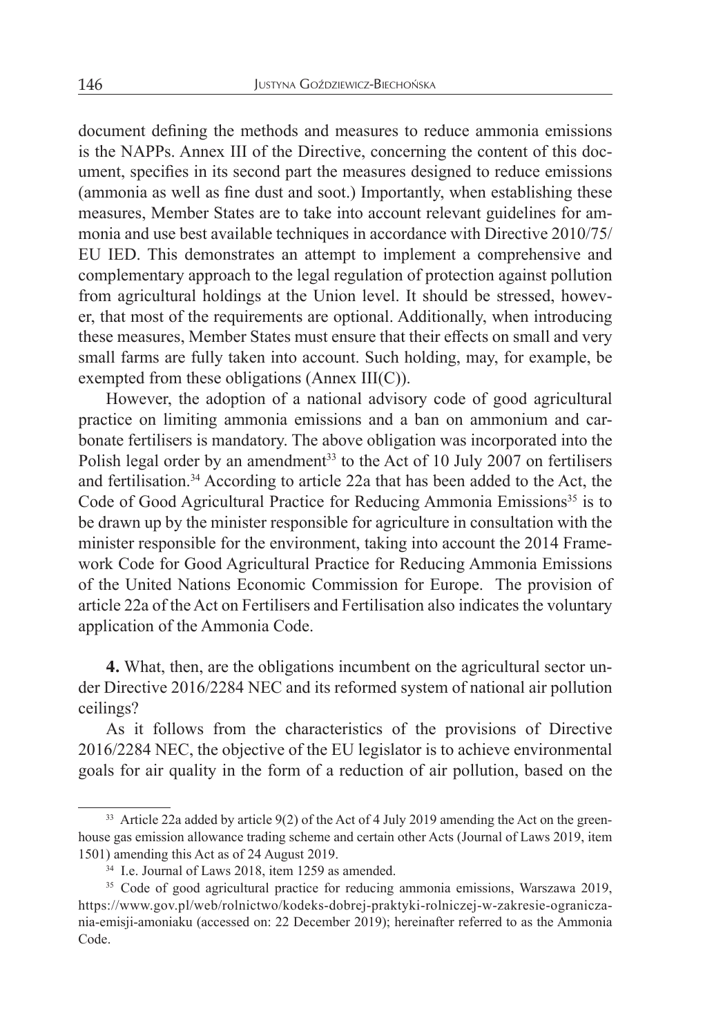document defining the methods and measures to reduce ammonia emissions is the NAPPs. Annex III of the Directive, concerning the content of this document, specifies in its second part the measures designed to reduce emissions (ammonia as well as fine dust and soot.) Importantly, when establishing these measures, Member States are to take into account relevant guidelines for ammonia and use best available techniques in accordance with Directive 2010/75/EU IED. This demonstrates an attempt to implement a comprehensive and complementary approach to the legal regulation of protection against pollution from agricultural holdings at the Union level. It should be stressed, however, that most of the requirements are optional. Additionally, when introducing these measures, Member States must ensure that their effects on small and very small farms are fully taken into account. Such holding, may, for example, be exempted from these obligations (Annex III(C)).

However, the adoption of a national advisory code of good agricultural practice on limiting ammonia emissions and a ban on ammonium and carbonate fertilisers is mandatory. The above obligation was incorporated into the Polish legal order by an amendment[33] to the Act of 10 July 2007 on fertilisers and fertilisation.[34] According to article 22a that has been added to the Act, the Code of Good Agricultural Practice for Reducing Ammonia Emissions[35] is to be drawn up by the minister responsible for agriculture in consultation with the minister responsible for the environment, taking into account the 2014 Framework Code for Good Agricultural Practice for Reducing Ammonia Emissions of the United Nations Economic Commission for Europe. The provision of article 22a of the Act on Fertilisers and Fertilisation also indicates the voluntary application of the Ammonia Code.

**4.** What, then, are the obligations incumbent on the agricultural sector under Directive 2016/2284 NEC and its reformed system of national air pollution ceilings?

As it follows from the characteristics of the provisions of Directive 2016/2284 NEC, the objective of the EU legislator is to achieve environmental goals for air quality in the form of a reduction of air pollution, based on the

---

[33] Article 22a added by article 9(2) of the Act of 4 July 2019 amending the Act on the greenhouse gas emission allowance trading scheme and certain other Acts (Journal of Laws 2019, item 1501) amending this Act as of 24 August 2019.

[34] I.e. Journal of Laws 2018, item 1259 as amended.

[35] Code of good agricultural practice for reducing ammonia emissions, Warszawa 2019, https://www.gov.pl/web/rolnictwo/kodeks-dobrej-praktyki-rolniczej-w-zakresie-ograniczania-emisji-amoniaku (accessed on: 22 December 2019); hereinafter referred to as the Ammonia Code.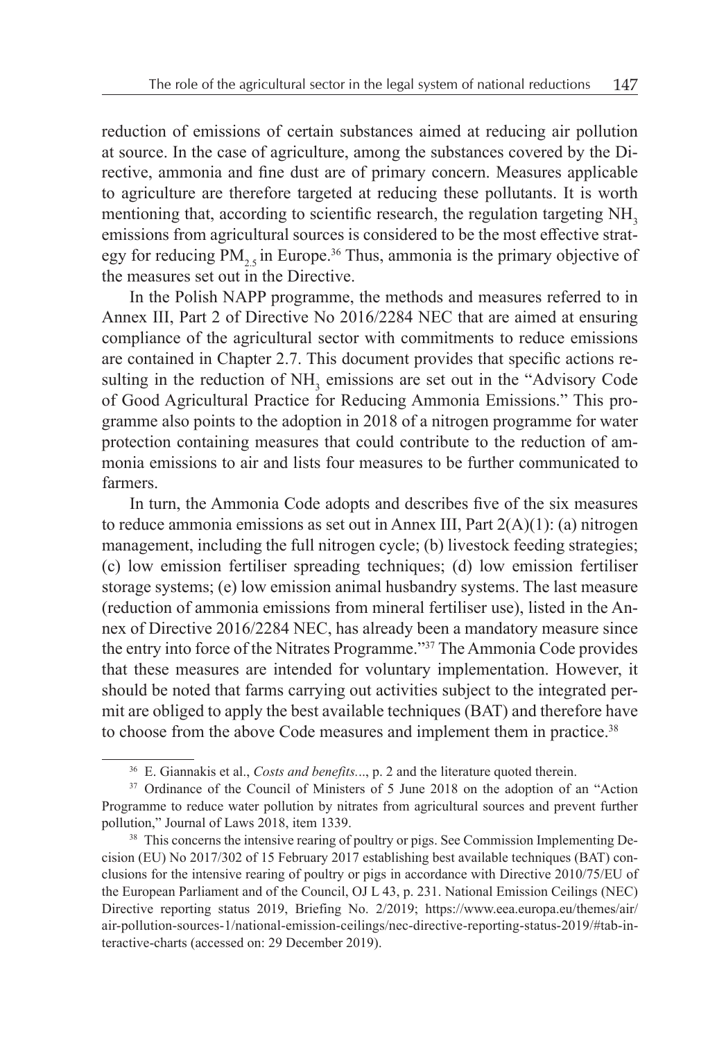reduction of emissions of certain substances aimed at reducing air pollution at source. In the case of agriculture, among the substances covered by the Directive, ammonia and fine dust are of primary concern. Measures applicable to agriculture are therefore targeted at reducing these pollutants. It is worth mentioning that, according to scientific research, the regulation targeting $NH_3$ emissions from agricultural sources is considered to be the most effective strategy for reducing $PM_{2.5}$ in Europe.[36] Thus, ammonia is the primary objective of the measures set out in the Directive.

In the Polish NAPP programme, the methods and measures referred to in Annex III, Part 2 of Directive No 2016/2284 NEC that are aimed at ensuring compliance of the agricultural sector with commitments to reduce emissions are contained in Chapter 2.7. This document provides that specific actions resulting in the reduction of $NH_3$ emissions are set out in the "Advisory Code of Good Agricultural Practice for Reducing Ammonia Emissions." This programme also points to the adoption in 2018 of a nitrogen programme for water protection containing measures that could contribute to the reduction of ammonia emissions to air and lists four measures to be further communicated to farmers.

In turn, the Ammonia Code adopts and describes five of the six measures to reduce ammonia emissions as set out in Annex III, Part 2(A)(1): (a) nitrogen management, including the full nitrogen cycle; (b) livestock feeding strategies; (c) low emission fertiliser spreading techniques; (d) low emission fertiliser storage systems; (e) low emission animal husbandry systems. The last measure (reduction of ammonia emissions from mineral fertiliser use), listed in the Annex of Directive 2016/2284 NEC, has already been a mandatory measure since the entry into force of the Nitrates Programme."[37] The Ammonia Code provides that these measures are intended for voluntary implementation. However, it should be noted that farms carrying out activities subject to the integrated permit are obliged to apply the best available techniques (BAT) and therefore have to choose from the above Code measures and implement them in practice.[38]

---

[36] E. Giannakis et al., *Costs and benefits...*, p. 2 and the literature quoted therein.

[37] Ordinance of the Council of Ministers of 5 June 2018 on the adoption of an "Action Programme to reduce water pollution by nitrates from agricultural sources and prevent further pollution," Journal of Laws 2018, item 1339.

[38] This concerns the intensive rearing of poultry or pigs. See Commission Implementing Decision (EU) No 2017/302 of 15 February 2017 establishing best available techniques (BAT) conclusions for the intensive rearing of poultry or pigs in accordance with Directive 2010/75/EU of the European Parliament and of the Council, OJ L 43, p. 231. National Emission Ceilings (NEC) Directive reporting status 2019, Briefing No. 2/2019; https://www.eea.europa.eu/themes/air/air-pollution-sources-1/national-emission-ceilings/nec-directive-reporting-status-2019/#tab-interactive-charts (accessed on: 29 December 2019).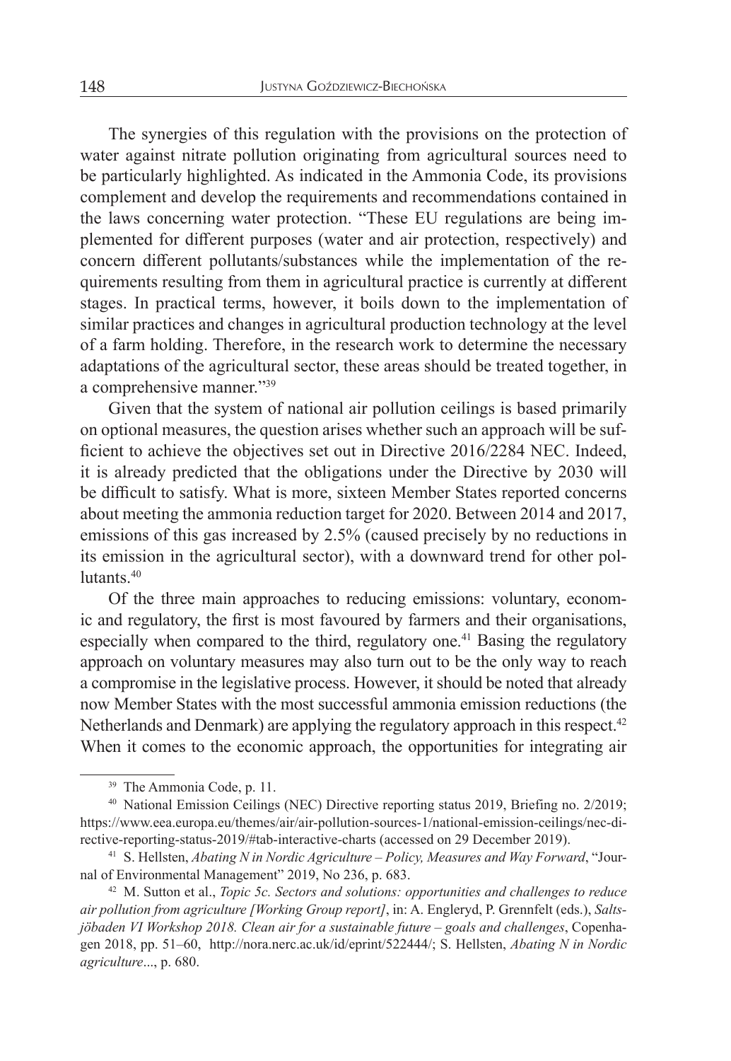The synergies of this regulation with the provisions on the protection of water against nitrate pollution originating from agricultural sources need to be particularly highlighted. As indicated in the Ammonia Code, its provisions complement and develop the requirements and recommendations contained in the laws concerning water protection. "These EU regulations are being implemented for different purposes (water and air protection, respectively) and concern different pollutants/substances while the implementation of the requirements resulting from them in agricultural practice is currently at different stages. In practical terms, however, it boils down to the implementation of similar practices and changes in agricultural production technology at the level of a farm holding. Therefore, in the research work to determine the necessary adaptations of the agricultural sector, these areas should be treated together, in a comprehensive manner."[39]

Given that the system of national air pollution ceilings is based primarily on optional measures, the question arises whether such an approach will be sufficient to achieve the objectives set out in Directive 2016/2284 NEC. Indeed, it is already predicted that the obligations under the Directive by 2030 will be difficult to satisfy. What is more, sixteen Member States reported concerns about meeting the ammonia reduction target for 2020. Between 2014 and 2017, emissions of this gas increased by 2.5% (caused precisely by no reductions in its emission in the agricultural sector), with a downward trend for other pollutants.[40]

Of the three main approaches to reducing emissions: voluntary, economic and regulatory, the first is most favoured by farmers and their organisations, especially when compared to the third, regulatory one.[41] Basing the regulatory approach on voluntary measures may also turn out to be the only way to reach a compromise in the legislative process. However, it should be noted that already now Member States with the most successful ammonia emission reductions (the Netherlands and Denmark) are applying the regulatory approach in this respect.[42] When it comes to the economic approach, the opportunities for integrating air

---

[39] The Ammonia Code, p. 11.

[40] National Emission Ceilings (NEC) Directive reporting status 2019, Briefing no. 2/2019; https://www.eea.europa.eu/themes/air/air-pollution-sources-1/national-emission-ceilings/nec-directive-reporting-status-2019/#tab-interactive-charts (accessed on 29 December 2019).

[41] S. Hellsten, *Abating N in Nordic Agriculture – Policy, Measures and Way Forward*, "Journal of Environmental Management" 2019, No 236, p. 683.

[42] M. Sutton et al., *Topic 5c. Sectors and solutions: opportunities and challenges to reduce air pollution from agriculture [Working Group report]*, in: A. Engleryd, P. Grennfelt (eds.), *Saltsjöbaden VI Workshop 2018. Clean air for a sustainable future – goals and challenges*, Copenhagen 2018, pp. 51–60, http://nora.nerc.ac.uk/id/eprint/522444/; S. Hellsten, *Abating N in Nordic agriculture*..., p. 680.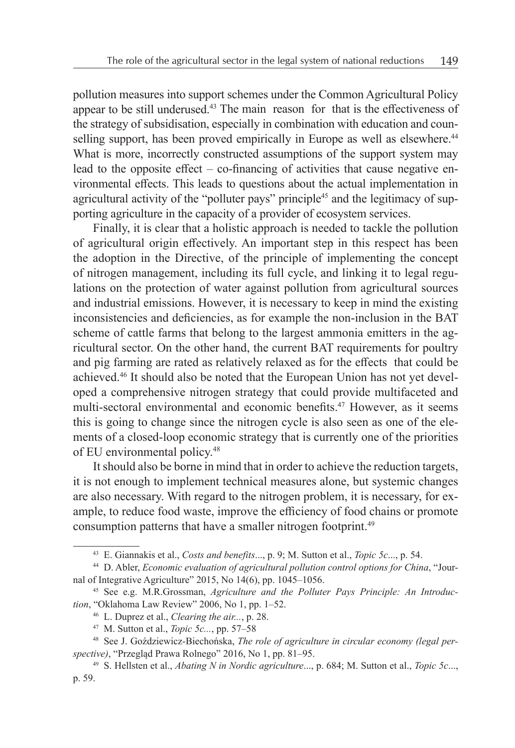pollution measures into support schemes under the Common Agricultural Policy appear to be still underused.[43] The main reason for that is the effectiveness of the strategy of subsidisation, especially in combination with education and counselling support, has been proved empirically in Europe as well as elsewhere.[44] What is more, incorrectly constructed assumptions of the support system may lead to the opposite effect – co-financing of activities that cause negative environmental effects. This leads to questions about the actual implementation in agricultural activity of the "polluter pays" principle[45] and the legitimacy of supporting agriculture in the capacity of a provider of ecosystem services.

Finally, it is clear that a holistic approach is needed to tackle the pollution of agricultural origin effectively. An important step in this respect has been the adoption in the Directive, of the principle of implementing the concept of nitrogen management, including its full cycle, and linking it to legal regulations on the protection of water against pollution from agricultural sources and industrial emissions. However, it is necessary to keep in mind the existing inconsistencies and deficiencies, as for example the non-inclusion in the BAT scheme of cattle farms that belong to the largest ammonia emitters in the agricultural sector. On the other hand, the current BAT requirements for poultry and pig farming are rated as relatively relaxed as for the effects that could be achieved.[46] It should also be noted that the European Union has not yet developed a comprehensive nitrogen strategy that could provide multifaceted and multi-sectoral environmental and economic benefits.[47] However, as it seems this is going to change since the nitrogen cycle is also seen as one of the elements of a closed-loop economic strategy that is currently one of the priorities of EU environmental policy.[48]

It should also be borne in mind that in order to achieve the reduction targets, it is not enough to implement technical measures alone, but systemic changes are also necessary. With regard to the nitrogen problem, it is necessary, for example, to reduce food waste, improve the efficiency of food chains or promote consumption patterns that have a smaller nitrogen footprint.[49]

---

[43] E. Giannakis et al., *Costs and benefits*..., p. 9; M. Sutton et al., *Topic 5c*..., p. 54.

[44] D. Abler, *Economic evaluation of agricultural pollution control options for China*, "Journal of Integrative Agriculture" 2015, No 14(6), pp. 1045–1056.

[45] See e.g. M.R.Grossman, *Agriculture and the Polluter Pays Principle: An Introduction*, "Oklahoma Law Review" 2006, No 1, pp. 1–52.

[46] L. Duprez et al., *Clearing the air...*, p. 28.

[47] M. Sutton et al., *Topic 5c...*, pp. 57–58

[48] See J. Goździewicz-Biechońska, *The role of agriculture in circular economy (legal perspective)*, "Przegląd Prawa Rolnego" 2016, No 1, pp. 81–95.

[49] S. Hellsten et al., *Abating N in Nordic agriculture*..., p. 684; M. Sutton et al., *Topic 5c*..., p. 59.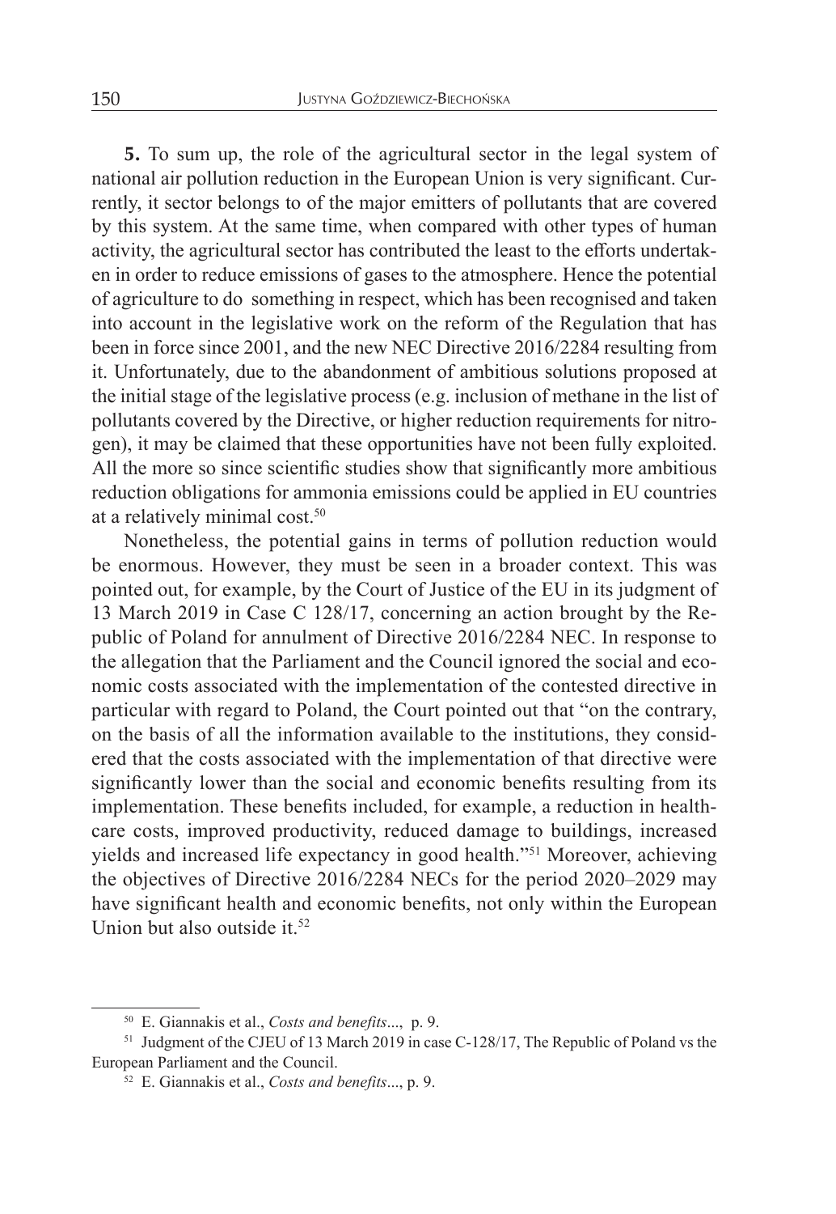**5.** To sum up, the role of the agricultural sector in the legal system of national air pollution reduction in the European Union is very significant. Currently, it sector belongs to of the major emitters of pollutants that are covered by this system. At the same time, when compared with other types of human activity, the agricultural sector has contributed the least to the efforts undertaken in order to reduce emissions of gases to the atmosphere. Hence the potential of agriculture to do something in respect, which has been recognised and taken into account in the legislative work on the reform of the Regulation that has been in force since 2001, and the new NEC Directive 2016/2284 resulting from it. Unfortunately, due to the abandonment of ambitious solutions proposed at the initial stage of the legislative process (e.g. inclusion of methane in the list of pollutants covered by the Directive, or higher reduction requirements for nitrogen), it may be claimed that these opportunities have not been fully exploited. All the more so since scientific studies show that significantly more ambitious reduction obligations for ammonia emissions could be applied in EU countries at a relatively minimal cost.[50]

Nonetheless, the potential gains in terms of pollution reduction would be enormous. However, they must be seen in a broader context. This was pointed out, for example, by the Court of Justice of the EU in its judgment of 13 March 2019 in Case C 128/17, concerning an action brought by the Republic of Poland for annulment of Directive 2016/2284 NEC. In response to the allegation that the Parliament and the Council ignored the social and economic costs associated with the implementation of the contested directive in particular with regard to Poland, the Court pointed out that "on the contrary, on the basis of all the information available to the institutions, they considered that the costs associated with the implementation of that directive were significantly lower than the social and economic benefits resulting from its implementation. These benefits included, for example, a reduction in healthcare costs, improved productivity, reduced damage to buildings, increased yields and increased life expectancy in good health."[51] Moreover, achieving the objectives of Directive 2016/2284 NECs for the period 2020–2029 may have significant health and economic benefits, not only within the European Union but also outside it.[52]

---

[50] E. Giannakis et al., *Costs and benefits*..., p. 9.

[51] Judgment of the CJEU of 13 March 2019 in case C-128/17, The Republic of Poland vs the European Parliament and the Council.

[52] E. Giannakis et al., *Costs and benefits*..., p. 9.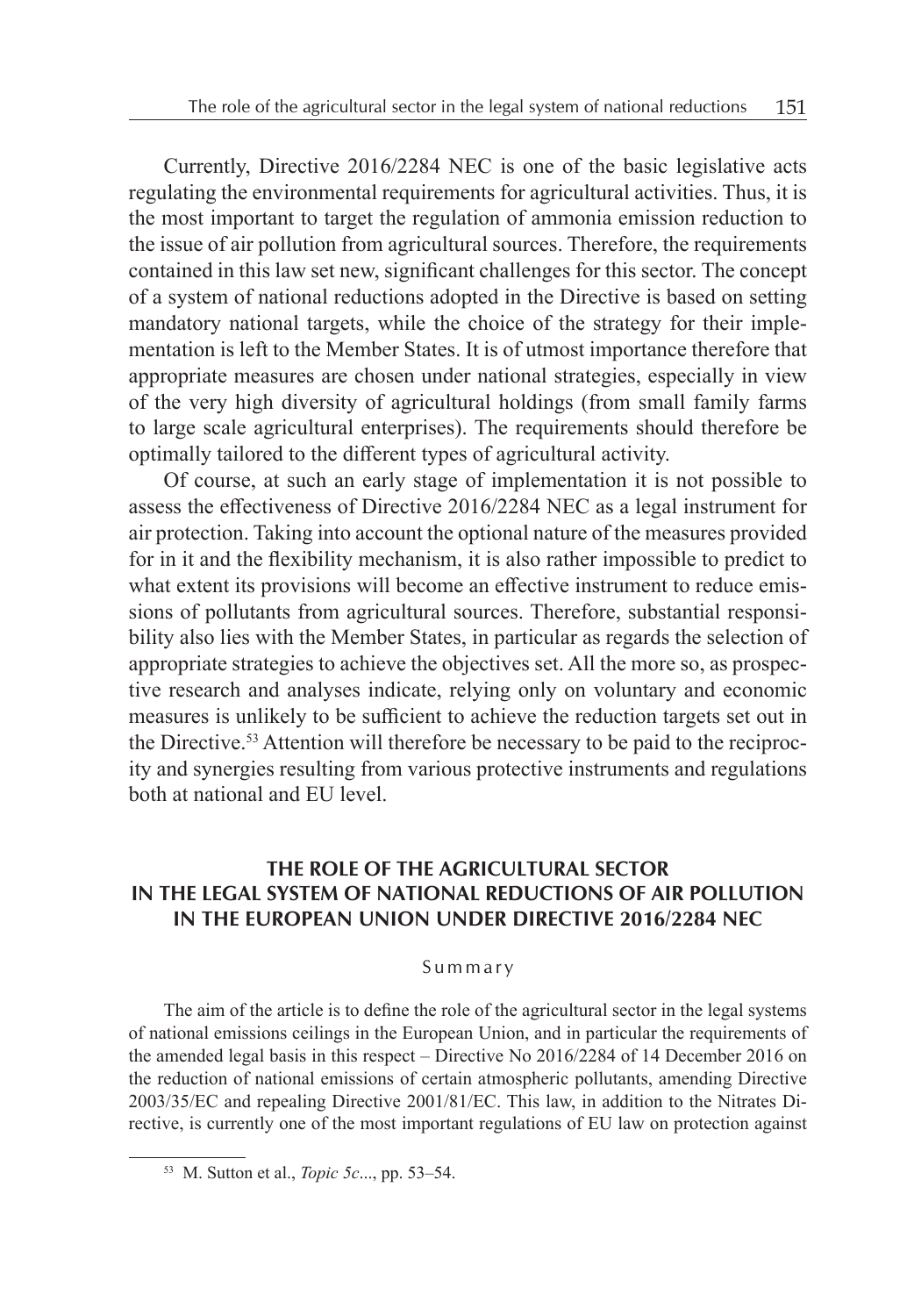Currently, Directive 2016/2284 NEC is one of the basic legislative acts regulating the environmental requirements for agricultural activities. Thus, it is the most important to target the regulation of ammonia emission reduction to the issue of air pollution from agricultural sources. Therefore, the requirements contained in this law set new, significant challenges for this sector. The concept of a system of national reductions adopted in the Directive is based on setting mandatory national targets, while the choice of the strategy for their implementation is left to the Member States. It is of utmost importance therefore that appropriate measures are chosen under national strategies, especially in view of the very high diversity of agricultural holdings (from small family farms to large scale agricultural enterprises). The requirements should therefore be optimally tailored to the different types of agricultural activity.

Of course, at such an early stage of implementation it is not possible to assess the effectiveness of Directive 2016/2284 NEC as a legal instrument for air protection. Taking into account the optional nature of the measures provided for in it and the flexibility mechanism, it is also rather impossible to predict to what extent its provisions will become an effective instrument to reduce emissions of pollutants from agricultural sources. Therefore, substantial responsibility also lies with the Member States, in particular as regards the selection of appropriate strategies to achieve the objectives set. All the more so, as prospective research and analyses indicate, relying only on voluntary and economic measures is unlikely to be sufficient to achieve the reduction targets set out in the Directive.[53] Attention will therefore be necessary to be paid to the reciprocity and synergies resulting from various protective instruments and regulations both at national and EU level.

## THE ROLE OF THE AGRICULTURAL SECTOR IN THE LEGAL SYSTEM OF NATIONAL REDUCTIONS OF AIR POLLUTION IN THE EUROPEAN UNION UNDER DIRECTIVE 2016/2284 NEC

### Summary

The aim of the article is to define the role of the agricultural sector in the legal systems of national emissions ceilings in the European Union, and in particular the requirements of the amended legal basis in this respect – Directive No 2016/2284 of 14 December 2016 on the reduction of national emissions of certain atmospheric pollutants, amending Directive 2003/35/EC and repealing Directive 2001/81/EC. This law, in addition to the Nitrates Directive, is currently one of the most important regulations of EU law on protection against

[53] M. Sutton et al., *Topic 5c*..., pp. 53–54.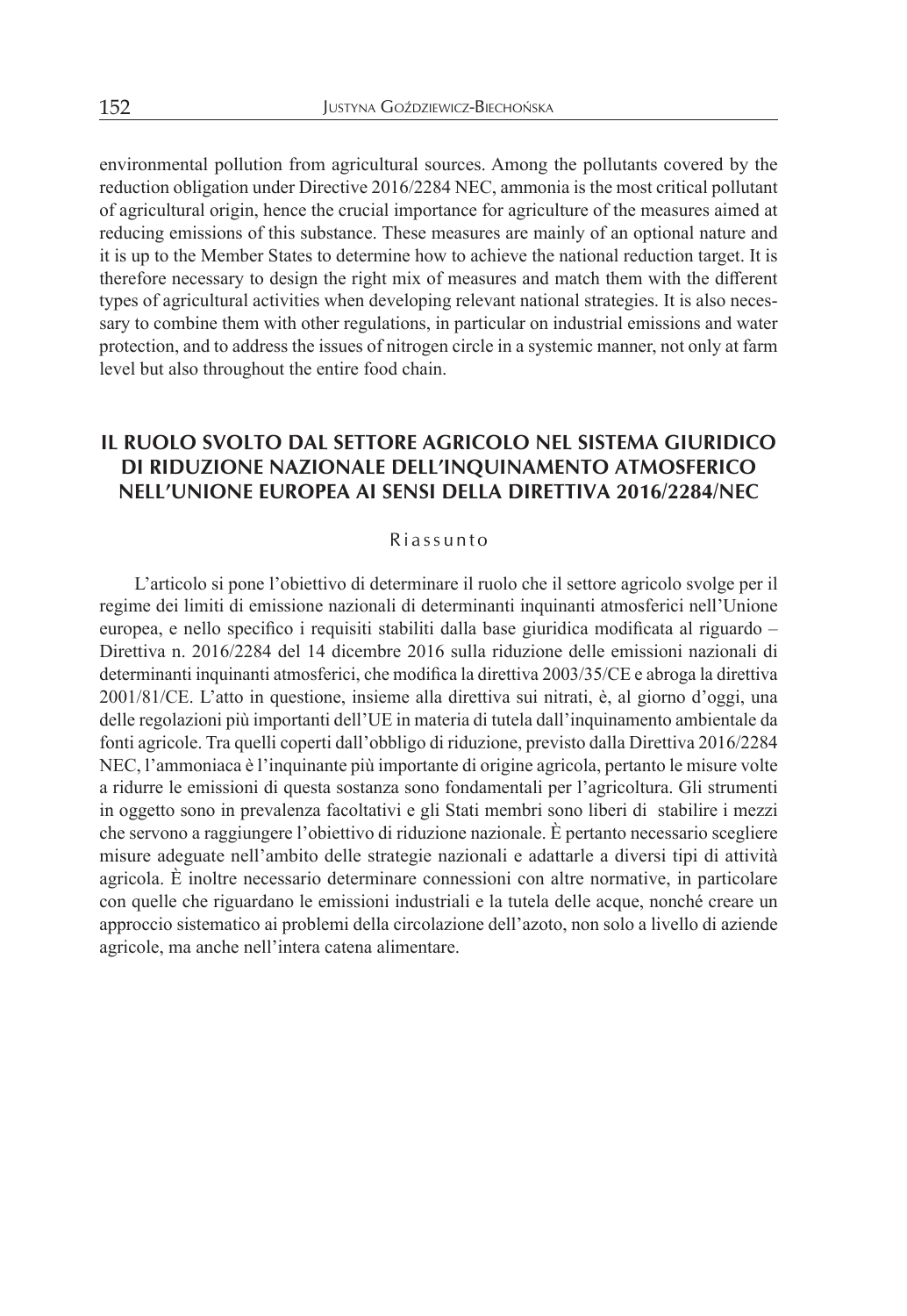environmental pollution from agricultural sources. Among the pollutants covered by the reduction obligation under Directive 2016/2284 NEC, ammonia is the most critical pollutant of agricultural origin, hence the crucial importance for agriculture of the measures aimed at reducing emissions of this substance. These measures are mainly of an optional nature and it is up to the Member States to determine how to achieve the national reduction target. It is therefore necessary to design the right mix of measures and match them with the different types of agricultural activities when developing relevant national strategies. It is also necessary to combine them with other regulations, in particular on industrial emissions and water protection, and to address the issues of nitrogen circle in a systemic manner, not only at farm level but also throughout the entire food chain.

## IL RUOLO SVOLTO DAL SETTORE AGRICOLO NEL SISTEMA GIURIDICO DI RIDUZIONE NAZIONALE DELL'INQUINAMENTO ATMOSFERICO NELL'UNIONE EUROPEA AI SENSI DELLA DIRETTIVA 2016/2284/NEC

### Riassunto

L'articolo si pone l'obiettivo di determinare il ruolo che il settore agricolo svolge per il regime dei limiti di emissione nazionali di determinanti inquinanti atmosferici nell'Unione europea, e nello specifico i requisiti stabiliti dalla base giuridica modificata al riguardo – Direttiva n. 2016/2284 del 14 dicembre 2016 sulla riduzione delle emissioni nazionali di determinanti inquinanti atmosferici, che modifica la direttiva 2003/35/CE e abroga la direttiva 2001/81/CE. L'atto in questione, insieme alla direttiva sui nitrati, è, al giorno d'oggi, una delle regolazioni più importanti dell'UE in materia di tutela dall'inquinamento ambientale da fonti agricole. Tra quelli coperti dall'obbligo di riduzione, previsto dalla Direttiva 2016/2284 NEC, l'ammoniaca è l'inquinante più importante di origine agricola, pertanto le misure volte a ridurre le emissioni di questa sostanza sono fondamentali per l'agricoltura. Gli strumenti in oggetto sono in prevalenza facoltativi e gli Stati membri sono liberi di stabilire i mezzi che servono a raggiungere l'obiettivo di riduzione nazionale. È pertanto necessario scegliere misure adeguate nell'ambito delle strategie nazionali e adattarle a diversi tipi di attività agricola. È inoltre necessario determinare connessioni con altre normative, in particolare con quelle che riguardano le emissioni industriali e la tutela delle acque, nonché creare un approccio sistematico ai problemi della circolazione dell'azoto, non solo a livello di aziende agricole, ma anche nell'intera catena alimentare.